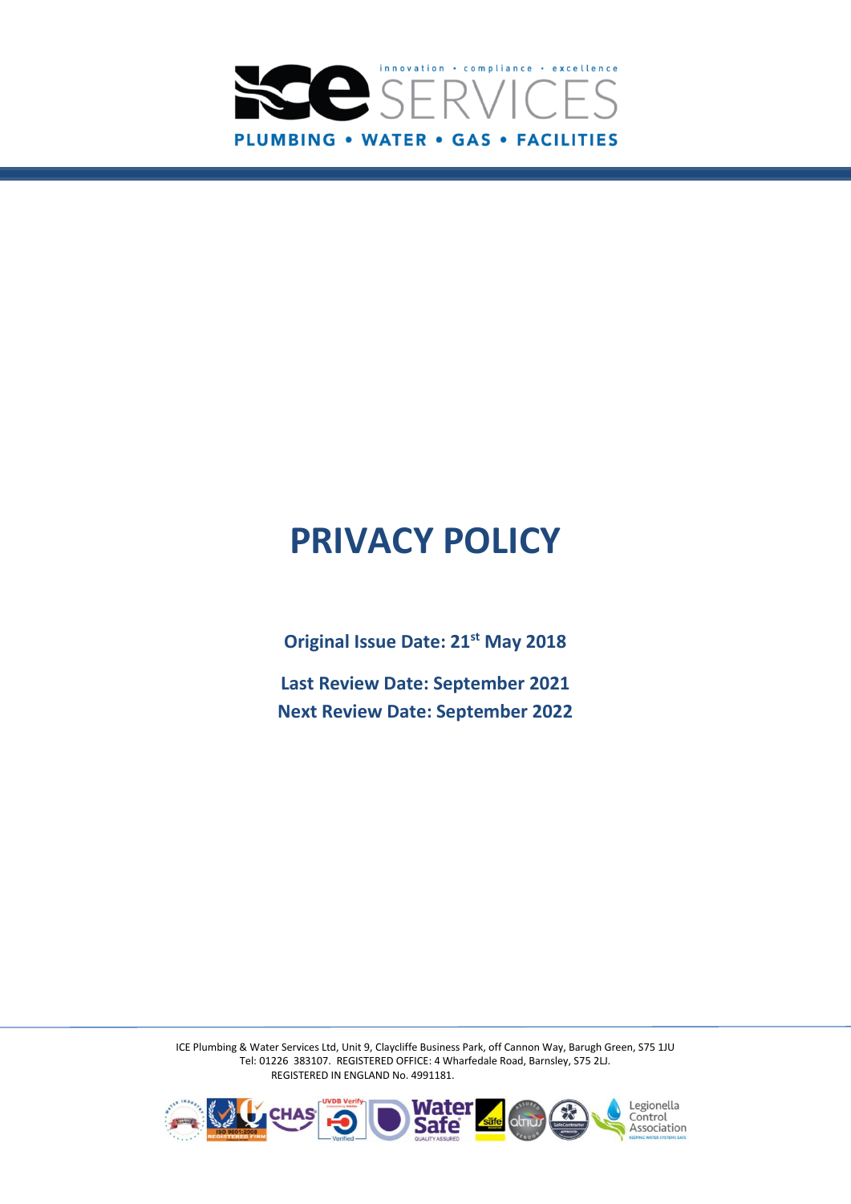ICE SERVICES

innovation • compliance • excellence

PLUMBING • WATER • GAS • FACILITIES

# PRIVACY POLICY

**Original Issue Date: 21st May 2018**

**Last Review Date: September 2021**

**Next Review Date: September 2022**

ICE Plumbing & Water Services Ltd, Unit 9, Claycliffe Business Park, off Cannon Way, Barugh Green, S75 1JU
Tel: 01226 383107. REGISTERED OFFICE: 4 Wharfedale Road, Barnsley, S75 2LJ.
REGISTERED IN ENGLAND No. 4991181.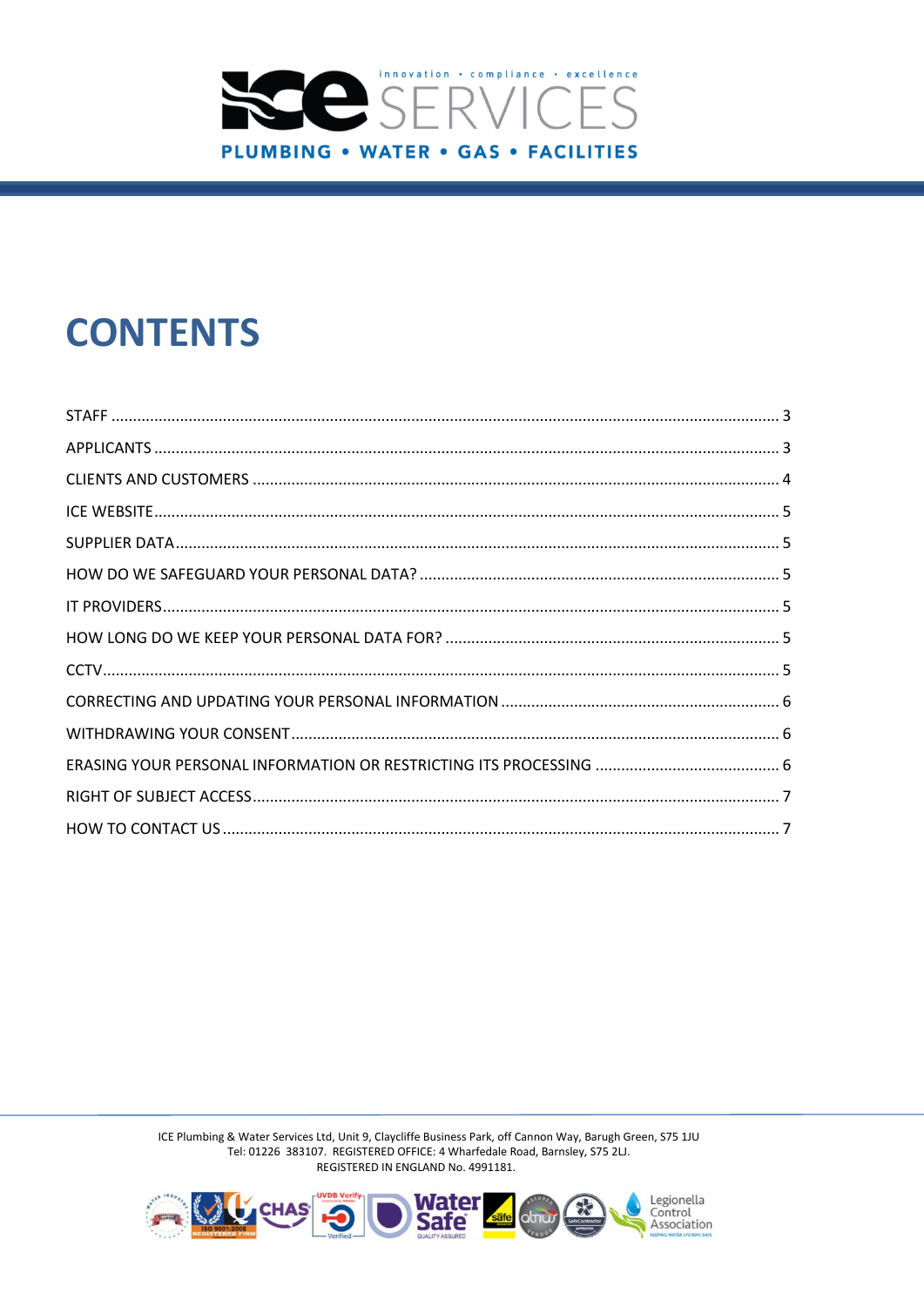# CONTENTS

| Section | Page |
|---|---|
| STAFF | 3 |
| APPLICANTS | 3 |
| CLIENTS AND CUSTOMERS | 4 |
| ICE WEBSITE | 5 |
| SUPPLIER DATA | 5 |
| HOW DO WE SAFEGUARD YOUR PERSONAL DATA? | 5 |
| IT PROVIDERS | 5 |
| HOW LONG DO WE KEEP YOUR PERSONAL DATA FOR? | 5 |
| CCTV | 5 |
| CORRECTING AND UPDATING YOUR PERSONAL INFORMATION | 6 |
| WITHDRAWING YOUR CONSENT | 6 |
| ERASING YOUR PERSONAL INFORMATION OR RESTRICTING ITS PROCESSING | 6 |
| RIGHT OF SUBJECT ACCESS | 7 |
| HOW TO CONTACT US | 7 |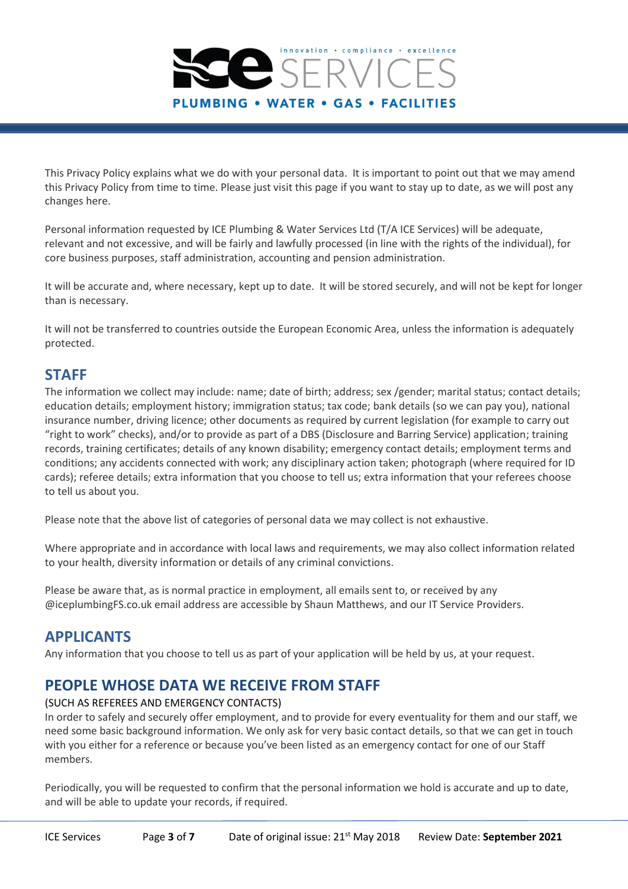This Privacy Policy explains what we do with your personal data. It is important to point out that we may amend this Privacy Policy from time to time. Please just visit this page if you want to stay up to date, as we will post any changes here.

Personal information requested by ICE Plumbing & Water Services Ltd (T/A ICE Services) will be adequate, relevant and not excessive, and will be fairly and lawfully processed (in line with the rights of the individual), for core business purposes, staff administration, accounting and pension administration.

It will be accurate and, where necessary, kept up to date. It will be stored securely, and will not be kept for longer than is necessary.

It will not be transferred to countries outside the European Economic Area, unless the information is adequately protected.

## STAFF

The information we collect may include: name; date of birth; address; sex /gender; marital status; contact details; education details; employment history; immigration status; tax code; bank details (so we can pay you), national insurance number, driving licence; other documents as required by current legislation (for example to carry out "right to work" checks), and/or to provide as part of a DBS (Disclosure and Barring Service) application; training records, training certificates; details of any known disability; emergency contact details; employment terms and conditions; any accidents connected with work; any disciplinary action taken; photograph (where required for ID cards); referee details; extra information that you choose to tell us; extra information that your referees choose to tell us about you.

Please note that the above list of categories of personal data we may collect is not exhaustive.

Where appropriate and in accordance with local laws and requirements, we may also collect information related to your health, diversity information or details of any criminal convictions.

Please be aware that, as is normal practice in employment, all emails sent to, or received by any @iceplumbingFS.co.uk email address are accessible by Shaun Matthews, and our IT Service Providers.

## APPLICANTS

Any information that you choose to tell us as part of your application will be held by us, at your request.

## PEOPLE WHOSE DATA WE RECEIVE FROM STAFF

(SUCH AS REFEREES AND EMERGENCY CONTACTS)

In order to safely and securely offer employment, and to provide for every eventuality for them and our staff, we need some basic background information. We only ask for very basic contact details, so that we can get in touch with you either for a reference or because you've been listed as an emergency contact for one of our Staff members.

Periodically, you will be requested to confirm that the personal information we hold is accurate and up to date, and will be able to update your records, if required.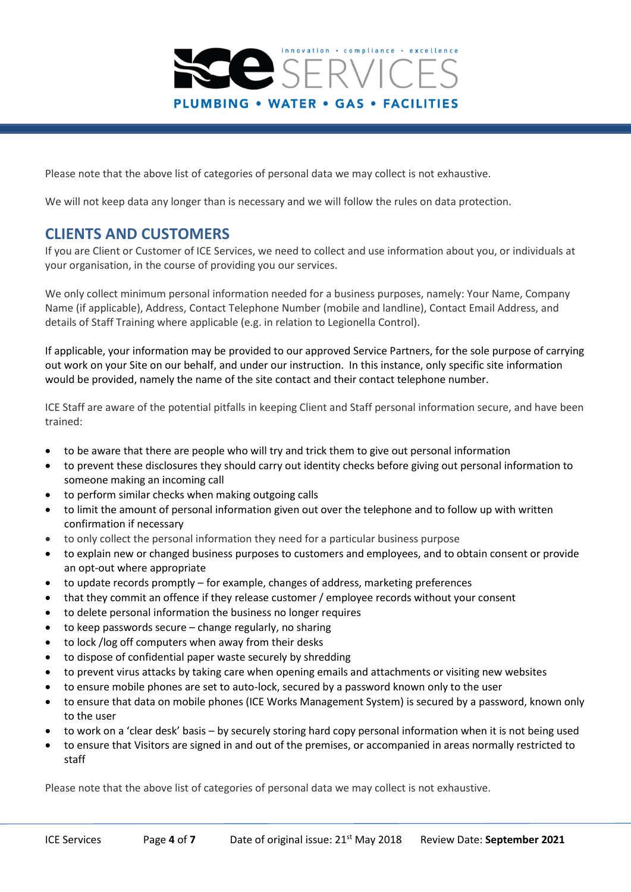Please note that the above list of categories of personal data we may collect is not exhaustive.

We will not keep data any longer than is necessary and we will follow the rules on data protection.

## CLIENTS AND CUSTOMERS

If you are Client or Customer of ICE Services, we need to collect and use information about you, or individuals at your organisation, in the course of providing you our services.

We only collect minimum personal information needed for a business purposes, namely: Your Name, Company Name (if applicable), Address, Contact Telephone Number (mobile and landline), Contact Email Address, and details of Staff Training where applicable (e.g. in relation to Legionella Control).

If applicable, your information may be provided to our approved Service Partners, for the sole purpose of carrying out work on your Site on our behalf, and under our instruction. In this instance, only specific site information would be provided, namely the name of the site contact and their contact telephone number.

ICE Staff are aware of the potential pitfalls in keeping Client and Staff personal information secure, and have been trained:

- to be aware that there are people who will try and trick them to give out personal information
- to prevent these disclosures they should carry out identity checks before giving out personal information to someone making an incoming call
- to perform similar checks when making outgoing calls
- to limit the amount of personal information given out over the telephone and to follow up with written confirmation if necessary
- to only collect the personal information they need for a particular business purpose
- to explain new or changed business purposes to customers and employees, and to obtain consent or provide an opt-out where appropriate
- to update records promptly – for example, changes of address, marketing preferences
- that they commit an offence if they release customer / employee records without your consent
- to delete personal information the business no longer requires
- to keep passwords secure – change regularly, no sharing
- to lock /log off computers when away from their desks
- to dispose of confidential paper waste securely by shredding
- to prevent virus attacks by taking care when opening emails and attachments or visiting new websites
- to ensure mobile phones are set to auto-lock, secured by a password known only to the user
- to ensure that data on mobile phones (ICE Works Management System) is secured by a password, known only to the user
- to work on a 'clear desk' basis – by securely storing hard copy personal information when it is not being used
- to ensure that Visitors are signed in and out of the premises, or accompanied in areas normally restricted to staff

Please note that the above list of categories of personal data we may collect is not exhaustive.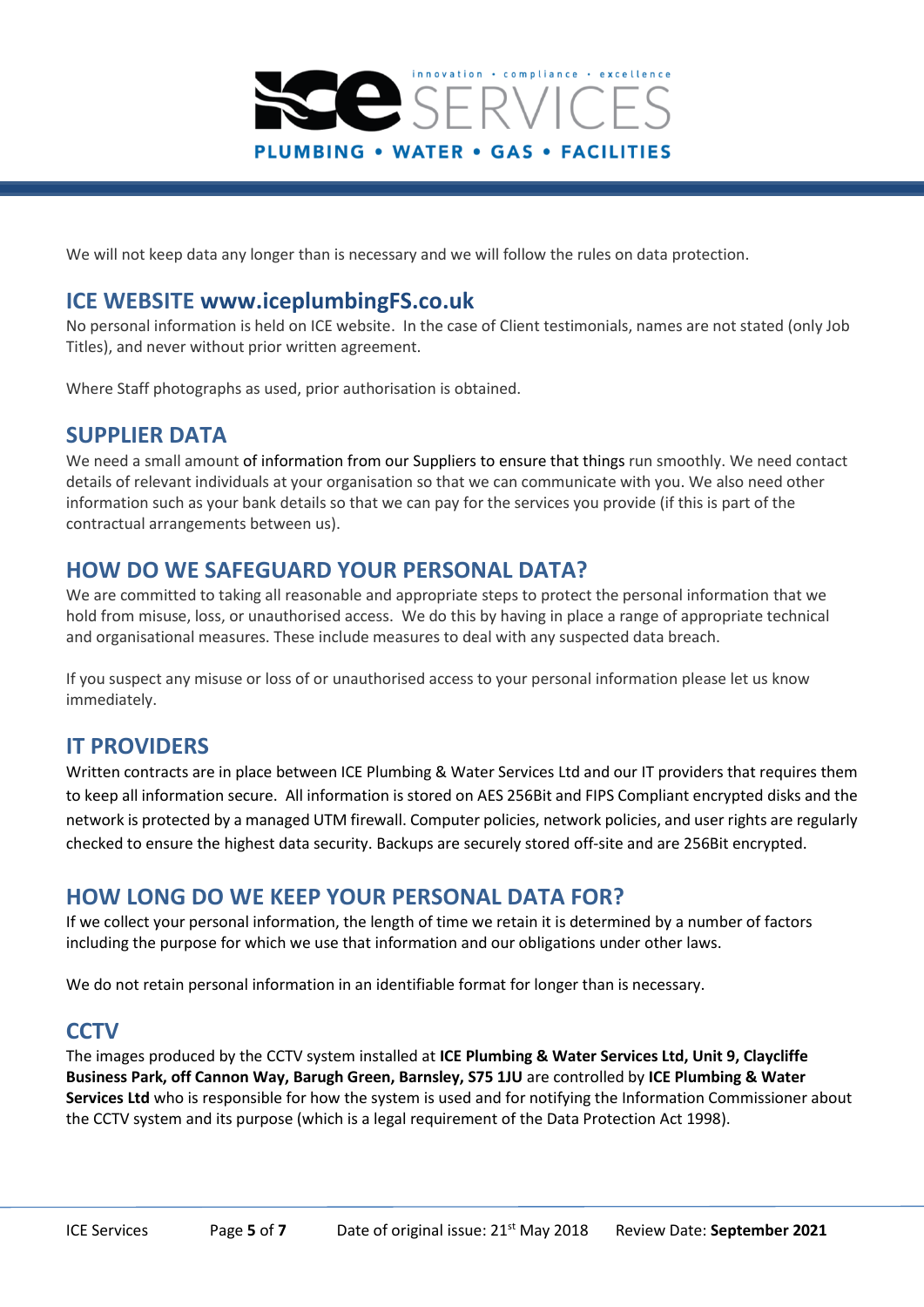We will not keep data any longer than is necessary and we will follow the rules on data protection.

## ICE WEBSITE www.iceplumbingFS.co.uk

No personal information is held on ICE website. In the case of Client testimonials, names are not stated (only Job Titles), and never without prior written agreement.

Where Staff photographs as used, prior authorisation is obtained.

## SUPPLIER DATA

We need a small amount of information from our Suppliers to ensure that things run smoothly. We need contact details of relevant individuals at your organisation so that we can communicate with you. We also need other information such as your bank details so that we can pay for the services you provide (if this is part of the contractual arrangements between us).

## HOW DO WE SAFEGUARD YOUR PERSONAL DATA?

We are committed to taking all reasonable and appropriate steps to protect the personal information that we hold from misuse, loss, or unauthorised access. We do this by having in place a range of appropriate technical and organisational measures. These include measures to deal with any suspected data breach.

If you suspect any misuse or loss of or unauthorised access to your personal information please let us know immediately.

## IT PROVIDERS

Written contracts are in place between ICE Plumbing & Water Services Ltd and our IT providers that requires them to keep all information secure. All information is stored on AES 256Bit and FIPS Compliant encrypted disks and the network is protected by a managed UTM firewall. Computer policies, network policies, and user rights are regularly checked to ensure the highest data security. Backups are securely stored off-site and are 256Bit encrypted.

## HOW LONG DO WE KEEP YOUR PERSONAL DATA FOR?

If we collect your personal information, the length of time we retain it is determined by a number of factors including the purpose for which we use that information and our obligations under other laws.

We do not retain personal information in an identifiable format for longer than is necessary.

## CCTV

The images produced by the CCTV system installed at **ICE Plumbing & Water Services Ltd, Unit 9, Claycliffe Business Park, off Cannon Way, Barugh Green, Barnsley, S75 1JU** are controlled by **ICE Plumbing & Water Services Ltd** who is responsible for how the system is used and for notifying the Information Commissioner about the CCTV system and its purpose (which is a legal requirement of the Data Protection Act 1998).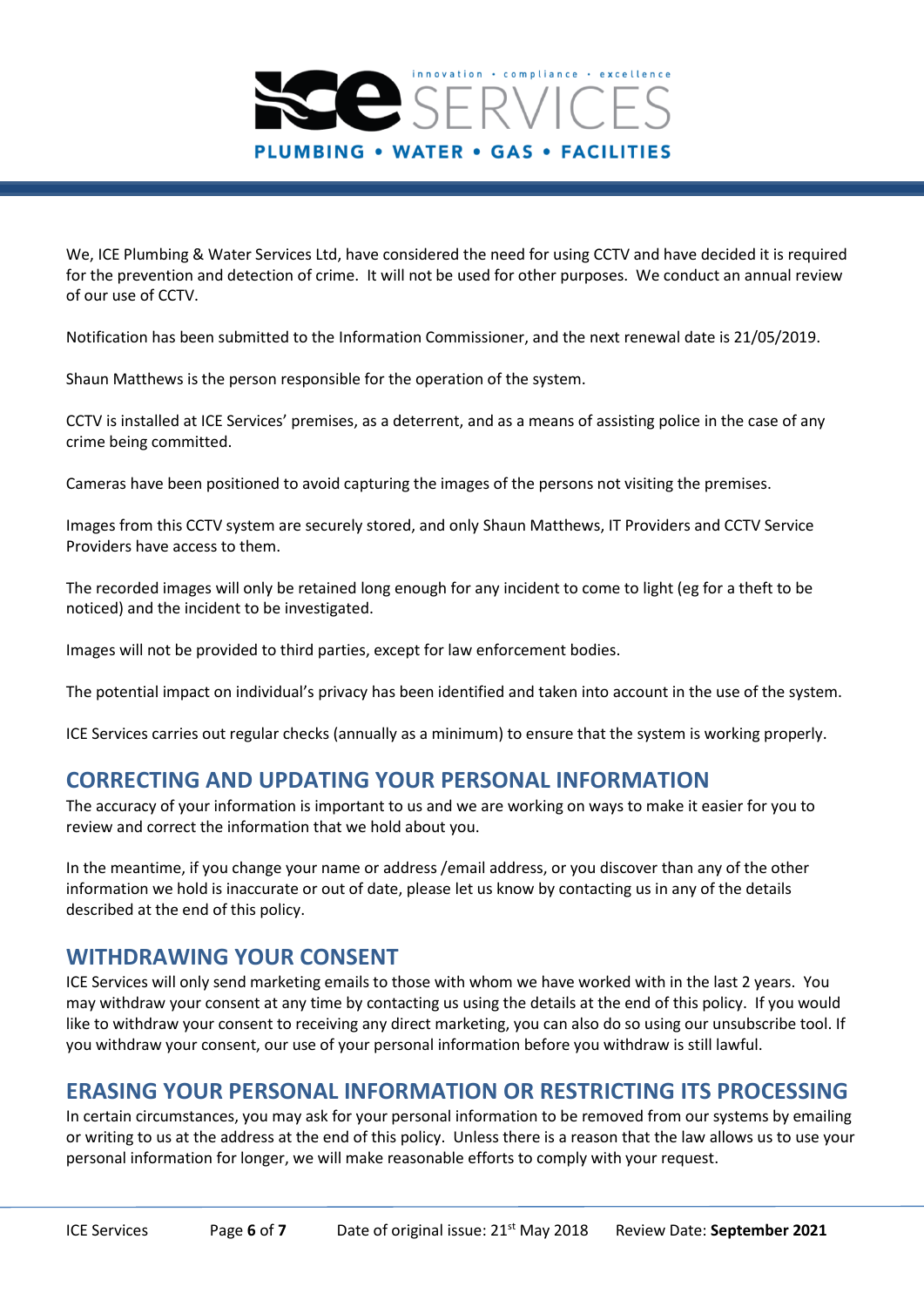We, ICE Plumbing & Water Services Ltd, have considered the need for using CCTV and have decided it is required for the prevention and detection of crime. It will not be used for other purposes. We conduct an annual review of our use of CCTV.

Notification has been submitted to the Information Commissioner, and the next renewal date is 21/05/2019.

Shaun Matthews is the person responsible for the operation of the system.

CCTV is installed at ICE Services' premises, as a deterrent, and as a means of assisting police in the case of any crime being committed.

Cameras have been positioned to avoid capturing the images of the persons not visiting the premises.

Images from this CCTV system are securely stored, and only Shaun Matthews, IT Providers and CCTV Service Providers have access to them.

The recorded images will only be retained long enough for any incident to come to light (eg for a theft to be noticed) and the incident to be investigated.

Images will not be provided to third parties, except for law enforcement bodies.

The potential impact on individual's privacy has been identified and taken into account in the use of the system.

ICE Services carries out regular checks (annually as a minimum) to ensure that the system is working properly.

## CORRECTING AND UPDATING YOUR PERSONAL INFORMATION

The accuracy of your information is important to us and we are working on ways to make it easier for you to review and correct the information that we hold about you.

In the meantime, if you change your name or address /email address, or you discover than any of the other information we hold is inaccurate or out of date, please let us know by contacting us in any of the details described at the end of this policy.

## WITHDRAWING YOUR CONSENT

ICE Services will only send marketing emails to those with whom we have worked with in the last 2 years. You may withdraw your consent at any time by contacting us using the details at the end of this policy. If you would like to withdraw your consent to receiving any direct marketing, you can also do so using our unsubscribe tool. If you withdraw your consent, our use of your personal information before you withdraw is still lawful.

## ERASING YOUR PERSONAL INFORMATION OR RESTRICTING ITS PROCESSING

In certain circumstances, you may ask for your personal information to be removed from our systems by emailing or writing to us at the address at the end of this policy. Unless there is a reason that the law allows us to use your personal information for longer, we will make reasonable efforts to comply with your request.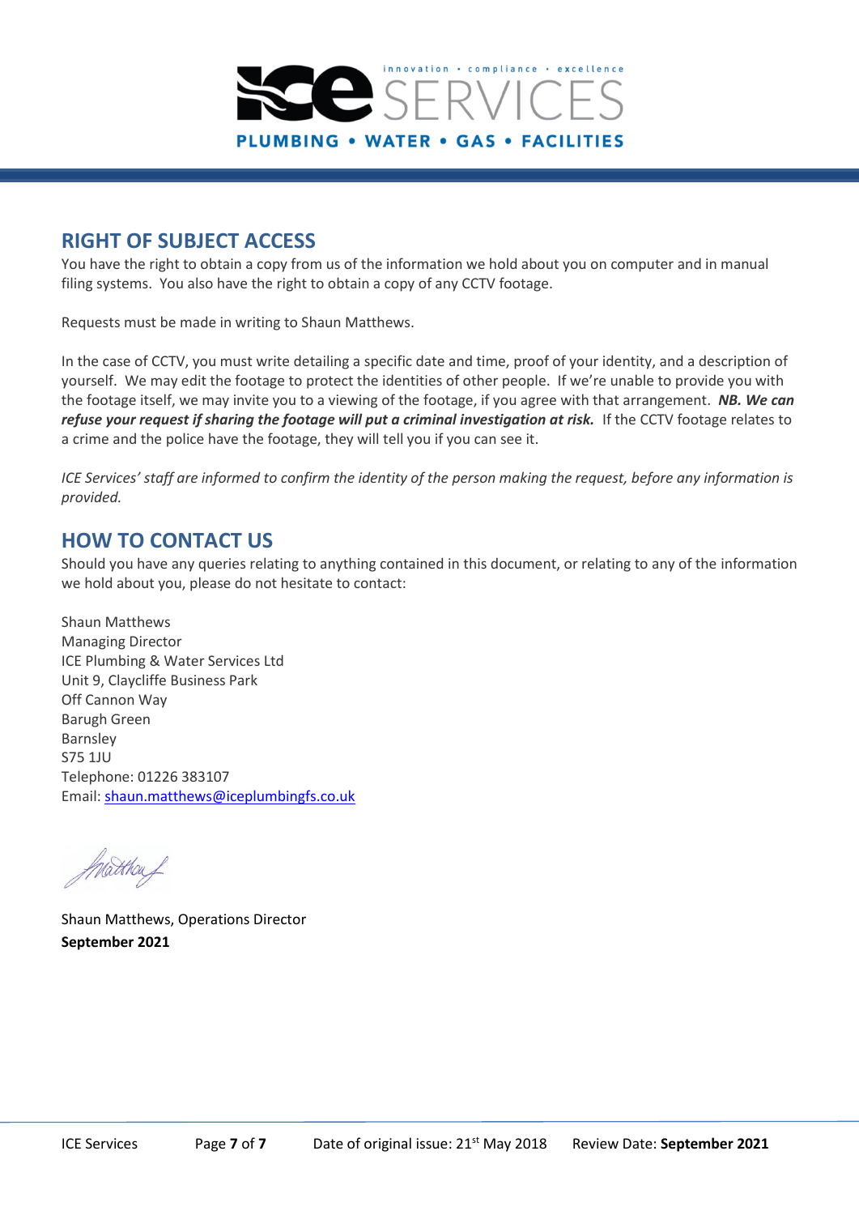## RIGHT OF SUBJECT ACCESS

You have the right to obtain a copy from us of the information we hold about you on computer and in manual filing systems. You also have the right to obtain a copy of any CCTV footage.

Requests must be made in writing to Shaun Matthews.

In the case of CCTV, you must write detailing a specific date and time, proof of your identity, and a description of yourself. We may edit the footage to protect the identities of other people. If we're unable to provide you with the footage itself, we may invite you to a viewing of the footage, if you agree with that arrangement. ***NB. We can refuse your request if sharing the footage will put a criminal investigation at risk.*** If the CCTV footage relates to a crime and the police have the footage, they will tell you if you can see it.

*ICE Services' staff are informed to confirm the identity of the person making the request, before any information is provided.*

## HOW TO CONTACT US

Should you have any queries relating to anything contained in this document, or relating to any of the information we hold about you, please do not hesitate to contact:

Shaun Matthews
Managing Director
ICE Plumbing & Water Services Ltd
Unit 9, Claycliffe Business Park
Off Cannon Way
Barugh Green
Barnsley
S75 1JU
Telephone: 01226 383107
Email: shaun.matthews@iceplumbingfs.co.uk

Shaun Matthews, Operations Director
**September 2021**